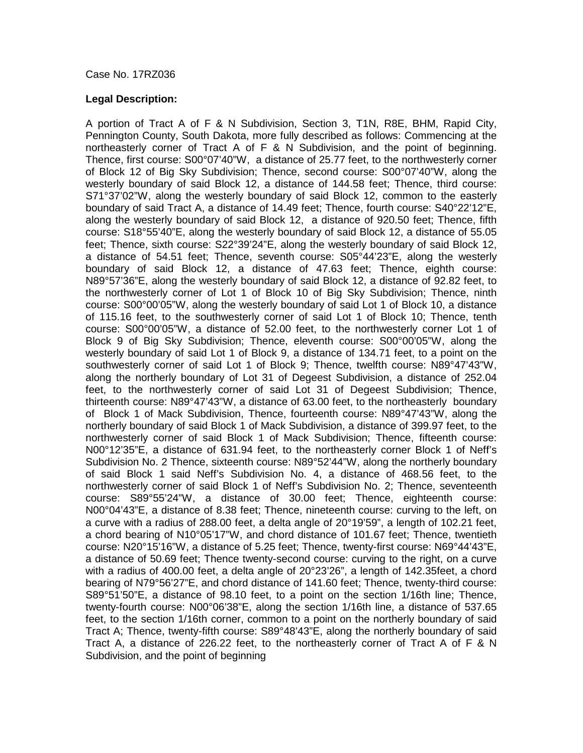Case No. 17RZ036

**Legal Description:**

A portion of Tract A of F & N Subdivision, Section 3, T1N, R8E, BHM, Rapid City, Pennington County, South Dakota, more fully described as follows: Commencing at the northeasterly corner of Tract A of F & N Subdivision, and the point of beginning. Thence, first course: S00°07'40"W, a distance of 25.77 feet, to the northwesterly corner of Block 12 of Big Sky Subdivision; Thence, second course: S00°07'40"W, along the westerly boundary of said Block 12, a distance of 144.58 feet; Thence, third course: S71°37'02"W, along the westerly boundary of said Block 12, common to the easterly boundary of said Tract A, a distance of 14.49 feet; Thence, fourth course: S40°22'12"E, along the westerly boundary of said Block 12, a distance of 920.50 feet; Thence, fifth course: S18°55'40"E, along the westerly boundary of said Block 12, a distance of 55.05 feet; Thence, sixth course: S22°39'24"E, along the westerly boundary of said Block 12, a distance of 54.51 feet; Thence, seventh course: S05°44'23"E, along the westerly boundary of said Block 12, a distance of 47.63 feet; Thence, eighth course: N89°57'36"E, along the westerly boundary of said Block 12, a distance of 92.82 feet, to the northwesterly corner of Lot 1 of Block 10 of Big Sky Subdivision; Thence, ninth course: S00°00'05"W, along the westerly boundary of said Lot 1 of Block 10, a distance of 115.16 feet, to the southwesterly corner of said Lot 1 of Block 10; Thence, tenth course: S00°00'05"W, a distance of 52.00 feet, to the northwesterly corner Lot 1 of Block 9 of Big Sky Subdivision; Thence, eleventh course: S00°00'05"W, along the westerly boundary of said Lot 1 of Block 9, a distance of 134.71 feet, to a point on the southwesterly corner of said Lot 1 of Block 9; Thence, twelfth course: N89°47'43"W, along the northerly boundary of Lot 31 of Degeest Subdivision, a distance of 252.04 feet, to the northwesterly corner of said Lot 31 of Degeest Subdivision; Thence, thirteenth course: N89°47'43"W, a distance of 63.00 feet, to the northeasterly boundary of Block 1 of Mack Subdivision, Thence, fourteenth course: N89°47'43"W, along the northerly boundary of said Block 1 of Mack Subdivision, a distance of 399.97 feet, to the northwesterly corner of said Block 1 of Mack Subdivision; Thence, fifteenth course: N00°12'35"E, a distance of 631.94 feet, to the northeasterly corner Block 1 of Neff's Subdivision No. 2 Thence, sixteenth course: N89°52'44"W, along the northerly boundary of said Block 1 said Neff's Subdivision No. 4, a distance of 468.56 feet, to the northwesterly corner of said Block 1 of Neff's Subdivision No. 2; Thence, seventeenth course: S89°55'24"W, a distance of 30.00 feet; Thence, eighteenth course: N00°04'43"E, a distance of 8.38 feet; Thence, nineteenth course: curving to the left, on a curve with a radius of 288.00 feet, a delta angle of 20°19'59", a length of 102.21 feet, a chord bearing of N10°05'17"W, and chord distance of 101.67 feet; Thence, twentieth course: N20°15'16"W, a distance of 5.25 feet; Thence, twenty-first course: N69°44'43"E, a distance of 50.69 feet; Thence twenty-second course: curving to the right, on a curve with a radius of 400.00 feet, a delta angle of 20°23'26", a length of 142.35feet, a chord bearing of N79°56'27"E, and chord distance of 141.60 feet; Thence, twenty-third course: S89°51'50"E, a distance of 98.10 feet, to a point on the section 1/16th line; Thence, twenty-fourth course: N00°06'38"E, along the section 1/16th line, a distance of 537.65 feet, to the section 1/16th corner, common to a point on the northerly boundary of said Tract A; Thence, twenty-fifth course: S89°48'43"E, along the northerly boundary of said Tract A, a distance of 226.22 feet, to the northeasterly corner of Tract A of F & N Subdivision, and the point of beginning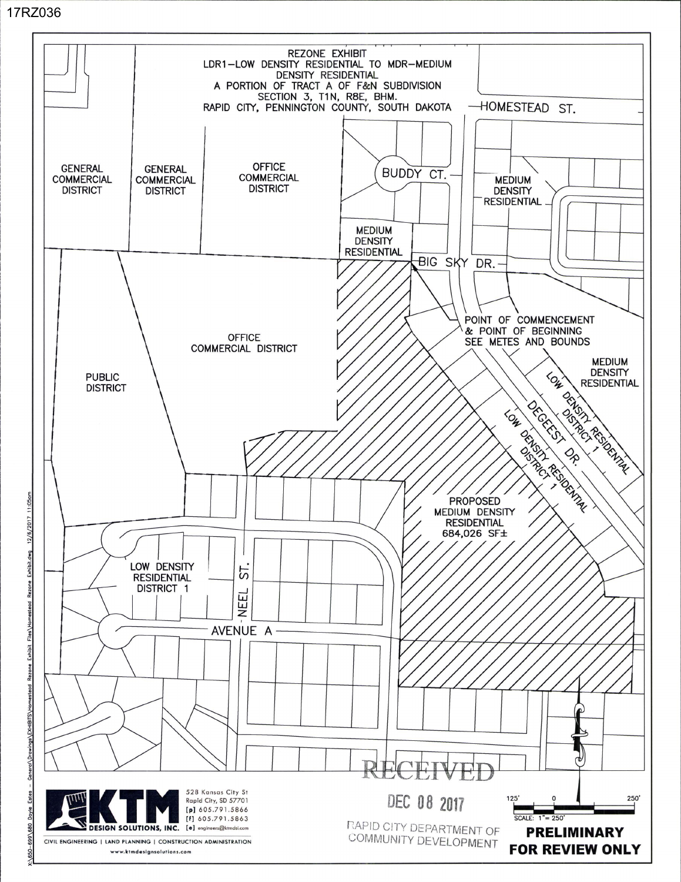17RZ036

# REZONE EXHIBIT

LDR1–LOW DENSITY RESIDENTIAL TO MDR–MEDIUM DENSITY RESIDENTIAL
A PORTION OF TRACT A OF F&N SUBDIVISION
SECTION 3, T1N, R8E, BHM.
RAPID CITY, PENNINGTON COUNTY, SOUTH DAKOTA

HOMESTEAD ST.

GENERAL COMMERCIAL DISTRICT

GENERAL COMMERCIAL DISTRICT

OFFICE COMMERCIAL DISTRICT

BUDDY CT.

MEDIUM DENSITY RESIDENTIAL

MEDIUM DENSITY RESIDENTIAL

BIG SKY DR.

POINT OF COMMENCEMENT & POINT OF BEGINNING SEE METES AND BOUNDS

OFFICE COMMERCIAL DISTRICT

PUBLIC DISTRICT

MEDIUM DENSITY RESIDENTIAL

LOW DENSITY RESIDENTIAL DISTRICT 1

DEGEEST DR.

LOW DENSITY RESIDENTIAL DISTRICT 1

PROPOSED MEDIUM DENSITY RESIDENTIAL 684,026 SF±

LOW DENSITY RESIDENTIAL DISTRICT 1

NEEL ST.

AVENUE A

RECEIVED
DEC 08 2017
RAPID CITY DEPARTMENT OF COMMUNITY DEVELOPMENT

KTM DESIGN SOLUTIONS, INC.
528 Kansas City St
Rapid City, SD 57701
[p] 605.791.5866
[f] 605.791.5863
[e] engineers@ktmdsi.com

CIVIL ENGINEERING | LAND PLANNING | CONSTRUCTION ADMINISTRATION
www.ktmdesignsolutions.com

125' 0 250'
SCALE: 1"= 250'

**PRELIMINARY FOR REVIEW ONLY**

X:\650-699\680 Doyle Estes – General\Drawings\EXHIBITS\Homestead Rezone Exhibit Files\Homestead Rezone Exhibit.dwg 12/6/2017 11:05am